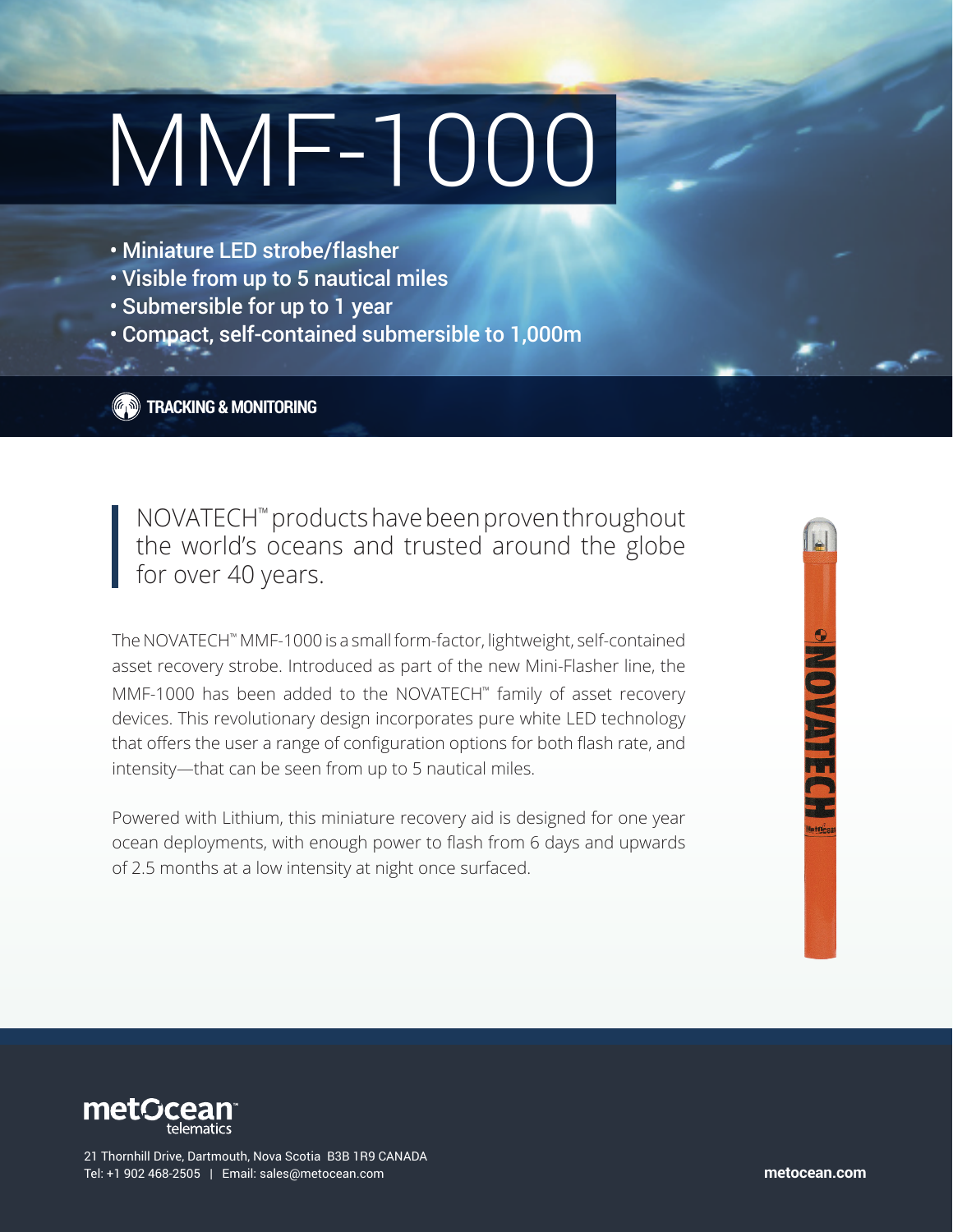# MMF-1000

- Miniature LED strobe/flasher
- Visible from up to 5 nautical miles
- Submersible for up to 1 year
- Compact, self-contained submersible to 1,000m

**TRACKING & MONITORING**

> NOVATECH™ products have been proven throughout the world's oceans and trusted around the globe for over 40 years.

The NOVATECH™ MMF-1000 is a small form-factor, lightweight, self-contained asset recovery strobe. Introduced as part of the new Mini-Flasher line, the MMF-1000 has been added to the NOVATECH™ family of asset recovery devices. This revolutionary design incorporates pure white LED technology that offers the user a range of configuration options for both flash rate, and intensity—that can be seen from up to 5 nautical miles.

Powered with Lithium, this miniature recovery aid is designed for one year ocean deployments, with enough power to flash from 6 days and upwards of 2.5 months at a low intensity at night once surfaced.

metocean™ telematics

21 Thornhill Drive, Dartmouth, Nova Scotia B3B 1R9 CANADA
Tel: +1 902 468-2505 | Email: sales@metocean.com

metocean.com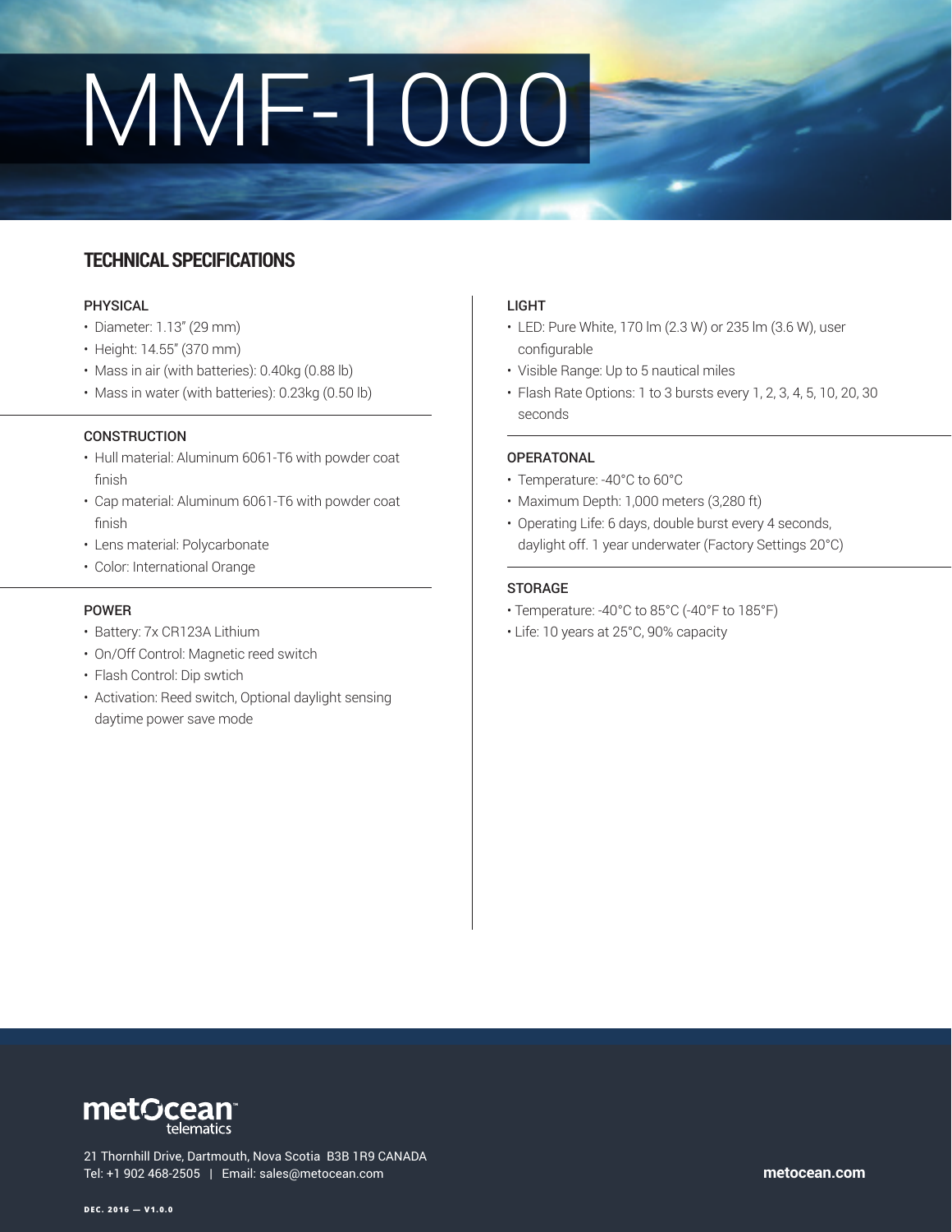# MMF-1000

## TECHNICAL SPECIFICATIONS

### PHYSICAL

- Diameter: 1.13" (29 mm)
- Height: 14.55" (370 mm)
- Mass in air (with batteries): 0.40kg (0.88 lb)
- Mass in water (with batteries): 0.23kg (0.50 lb)

### CONSTRUCTION

- Hull material: Aluminum 6061-T6 with powder coat finish
- Cap material: Aluminum 6061-T6 with powder coat finish
- Lens material: Polycarbonate
- Color: International Orange

### POWER

- Battery: 7x CR123A Lithium
- On/Off Control: Magnetic reed switch
- Flash Control: Dip swtich
- Activation: Reed switch, Optional daylight sensing daytime power save mode

### LIGHT

- LED: Pure White, 170 lm (2.3 W) or 235 lm (3.6 W), user configurable
- Visible Range: Up to 5 nautical miles
- Flash Rate Options: 1 to 3 bursts every 1, 2, 3, 4, 5, 10, 20, 30 seconds

### OPERATONAL

- Temperature: -40°C to 60°C
- Maximum Depth: 1,000 meters (3,280 ft)
- Operating Life: 6 days, double burst every 4 seconds, daylight off. 1 year underwater (Factory Settings 20°C)

### STORAGE

- Temperature: -40°C to 85°C (-40°F to 185°F)
- Life: 10 years at 25°C, 90% capacity

metOcean telematics

21 Thornhill Drive, Dartmouth, Nova Scotia B3B 1R9 CANADA
Tel: +1 902 468-2505 | Email: sales@metocean.com

metocean.com

DEC. 2016 — V1.0.0